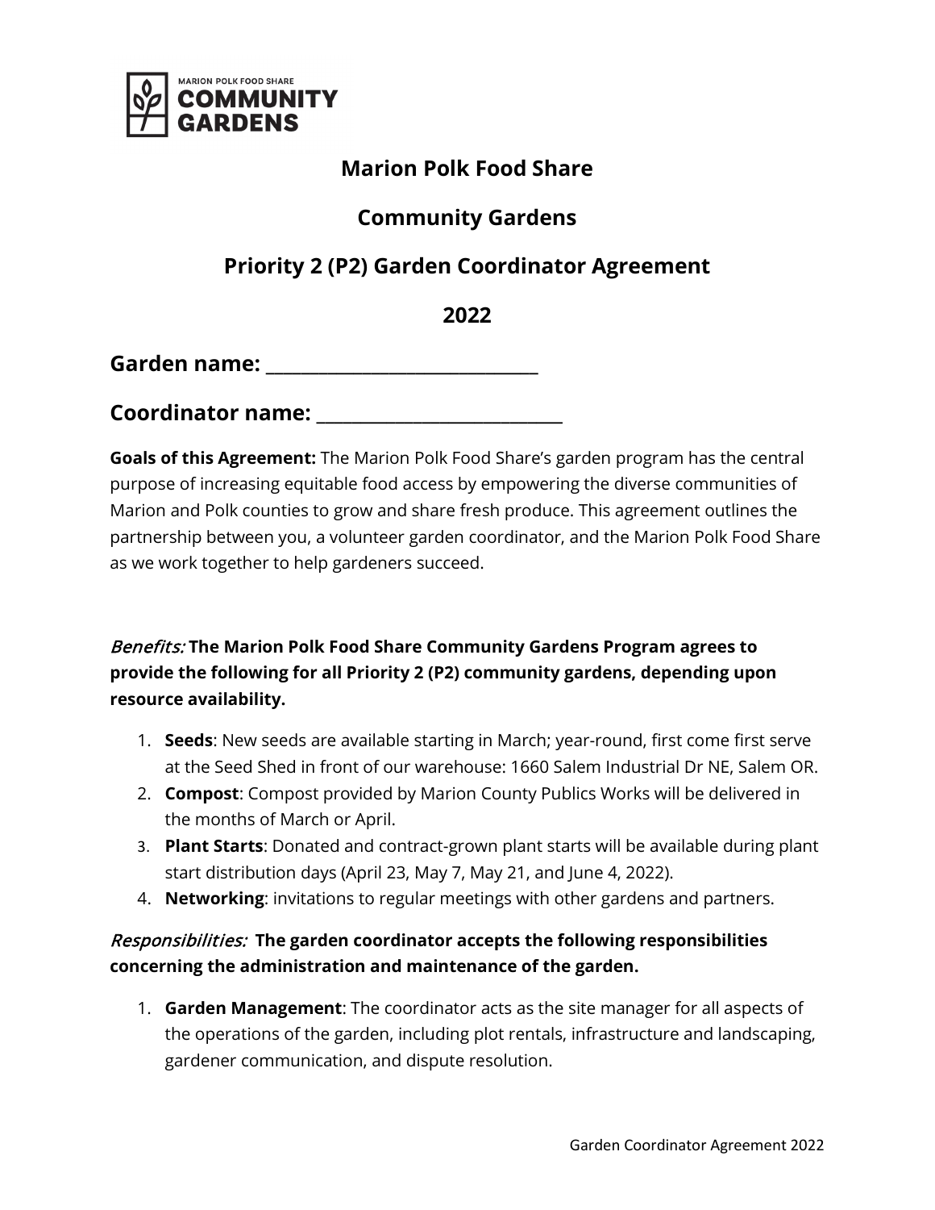MARION POLK FOOD SHARE
COMMUNITY GARDENS

# Marion Polk Food Share

## Community Gardens

## Priority 2 (P2) Garden Coordinator Agreement

## 2022

## Garden name: ___________________________

## Coordinator name: ________________________

**Goals of this Agreement:** The Marion Polk Food Share's garden program has the central purpose of increasing equitable food access by empowering the diverse communities of Marion and Polk counties to grow and share fresh produce. This agreement outlines the partnership between you, a volunteer garden coordinator, and the Marion Polk Food Share as we work together to help gardeners succeed.

*Benefits:* **The Marion Polk Food Share Community Gardens Program agrees to provide the following for all Priority 2 (P2) community gardens, depending upon resource availability.**

1. **Seeds**: New seeds are available starting in March; year-round, first come first serve at the Seed Shed in front of our warehouse: 1660 Salem Industrial Dr NE, Salem OR.
2. **Compost**: Compost provided by Marion County Publics Works will be delivered in the months of March or April.
3. **Plant Starts**: Donated and contract-grown plant starts will be available during plant start distribution days (April 23, May 7, May 21, and June 4, 2022).
4. **Networking**: invitations to regular meetings with other gardens and partners.

*Responsibilities:* **The garden coordinator accepts the following responsibilities concerning the administration and maintenance of the garden.**

1. **Garden Management**: The coordinator acts as the site manager for all aspects of the operations of the garden, including plot rentals, infrastructure and landscaping, gardener communication, and dispute resolution.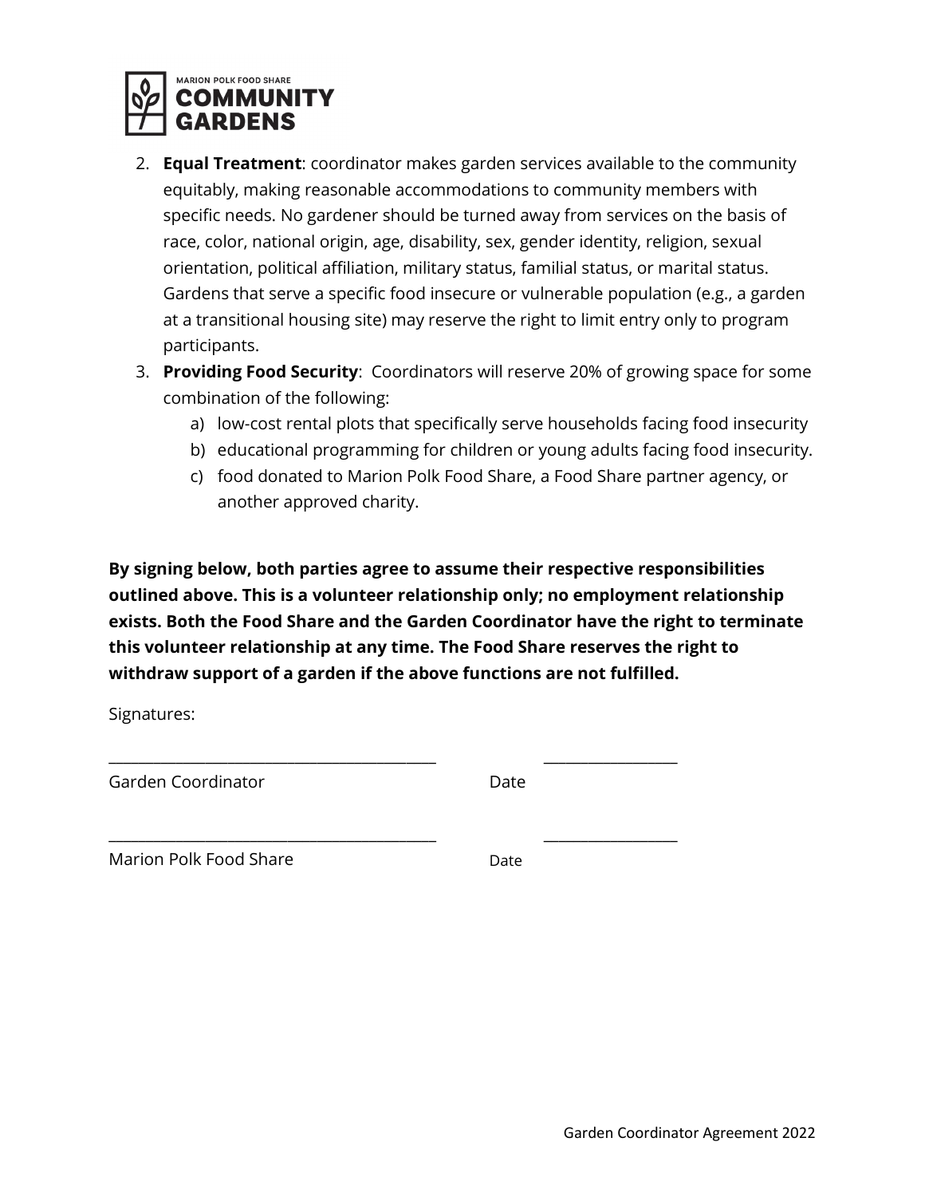2. **Equal Treatment**: coordinator makes garden services available to the community equitably, making reasonable accommodations to community members with specific needs. No gardener should be turned away from services on the basis of race, color, national origin, age, disability, sex, gender identity, religion, sexual orientation, political affiliation, military status, familial status, or marital status. Gardens that serve a specific food insecure or vulnerable population (e.g., a garden at a transitional housing site) may reserve the right to limit entry only to program participants.
3. **Providing Food Security**: Coordinators will reserve 20% of growing space for some combination of the following:
   a) low-cost rental plots that specifically serve households facing food insecurity
   b) educational programming for children or young adults facing food insecurity.
   c) food donated to Marion Polk Food Share, a Food Share partner agency, or another approved charity.

**By signing below, both parties agree to assume their respective responsibilities outlined above. This is a volunteer relationship only; no employment relationship exists. Both the Food Share and the Garden Coordinator have the right to terminate this volunteer relationship at any time. The Food Share reserves the right to withdraw support of a garden if the above functions are not fulfilled.**

Signatures:

\_\_\_\_\_\_\_\_\_\_\_\_\_\_\_\_\_\_\_\_\_\_\_\_\_\_\_\_\_\_\_\_\_\_\_\_\_\_\_\_ \_\_\_\_\_\_\_\_\_\_\_\_\_\_\_\_\_

Garden Coordinator Date

\_\_\_\_\_\_\_\_\_\_\_\_\_\_\_\_\_\_\_\_\_\_\_\_\_\_\_\_\_\_\_\_\_\_\_\_\_\_\_\_ \_\_\_\_\_\_\_\_\_\_\_\_\_\_\_\_\_

Marion Polk Food Share Date